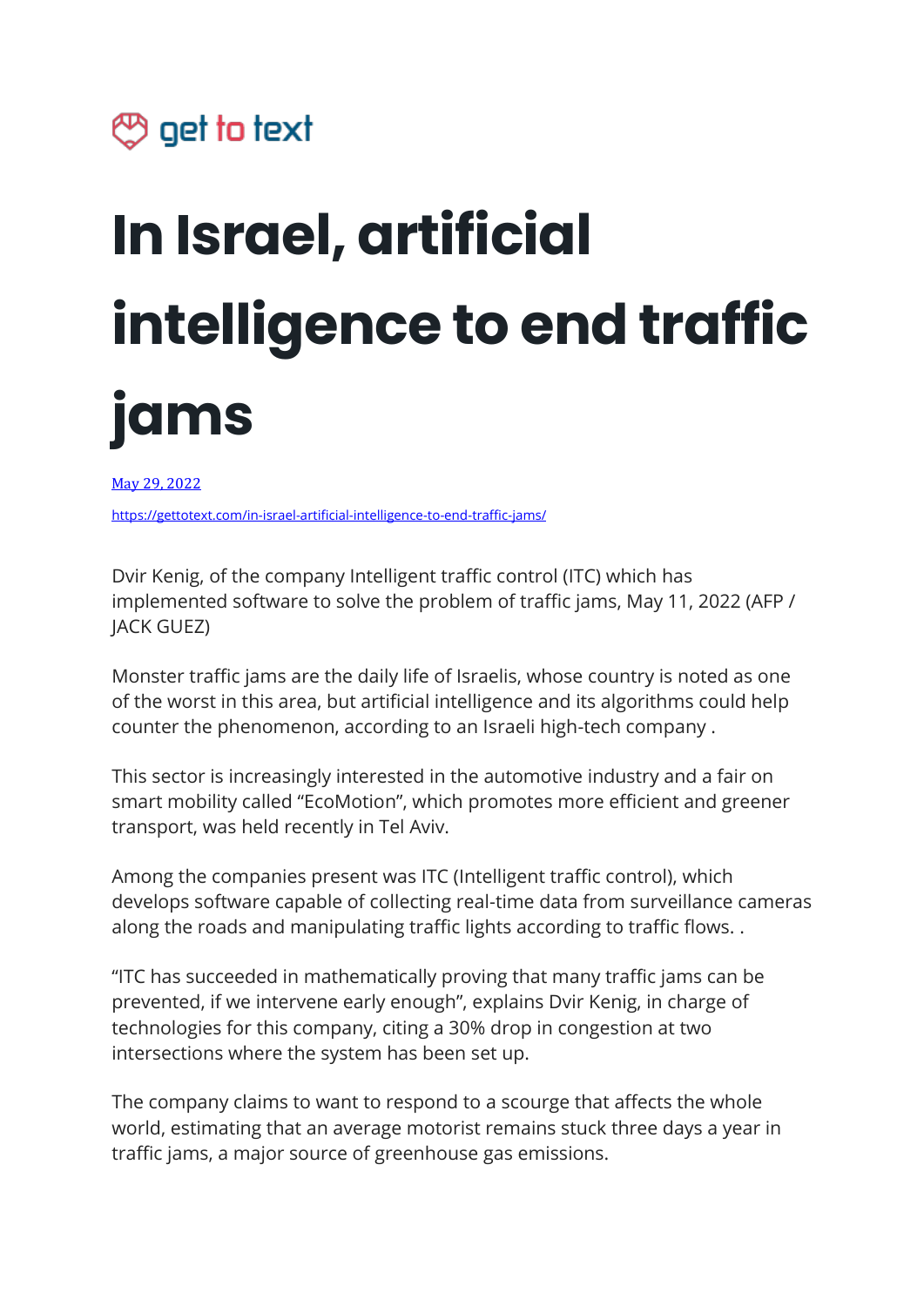get to text

# In Israel, artificial intelligence to end traffic jams

[May 29, 2022](https://gettotext.com/in-israel-artificial-intelligence-to-end-traffic-jams/)

https://gettotext.com/in-israel-artificial-intelligence-to-end-traffic-jams/

Dvir Kenig, of the company Intelligent traffic control (ITC) which has implemented software to solve the problem of traffic jams, May 11, 2022 (AFP / JACK GUEZ)

Monster traffic jams are the daily life of Israelis, whose country is noted as one of the worst in this area, but artificial intelligence and its algorithms could help counter the phenomenon, according to an Israeli high-tech company .

This sector is increasingly interested in the automotive industry and a fair on smart mobility called "EcoMotion", which promotes more efficient and greener transport, was held recently in Tel Aviv.

Among the companies present was ITC (Intelligent traffic control), which develops software capable of collecting real-time data from surveillance cameras along the roads and manipulating traffic lights according to traffic flows. .

"ITC has succeeded in mathematically proving that many traffic jams can be prevented, if we intervene early enough", explains Dvir Kenig, in charge of technologies for this company, citing a 30% drop in congestion at two intersections where the system has been set up.

The company claims to want to respond to a scourge that affects the whole world, estimating that an average motorist remains stuck three days a year in traffic jams, a major source of greenhouse gas emissions.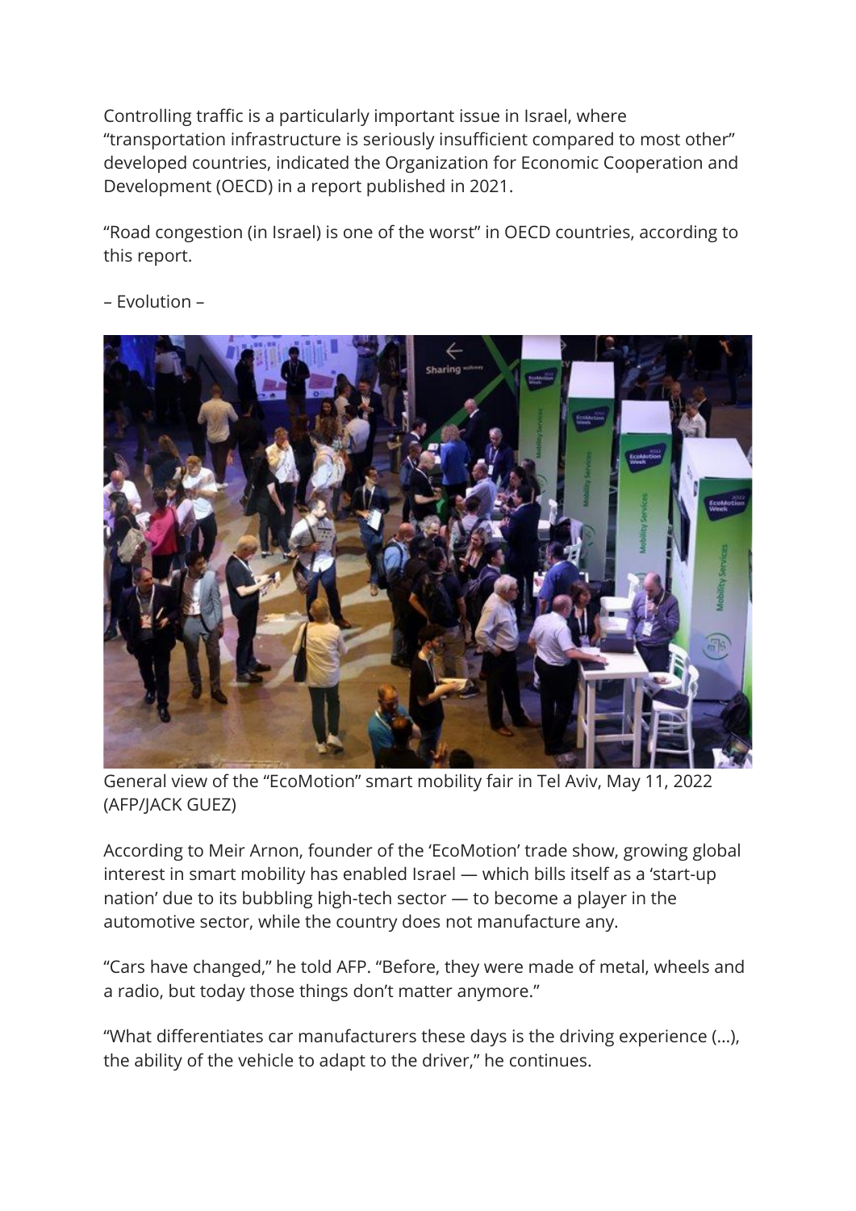Controlling traffic is a particularly important issue in Israel, where "transportation infrastructure is seriously insufficient compared to most other" developed countries, indicated the Organization for Economic Cooperation and Development (OECD) in a report published in 2021.

"Road congestion (in Israel) is one of the worst" in OECD countries, according to this report.

– Evolution –

General view of the "EcoMotion" smart mobility fair in Tel Aviv, May 11, 2022 (AFP/JACK GUEZ)

According to Meir Arnon, founder of the 'EcoMotion' trade show, growing global interest in smart mobility has enabled Israel — which bills itself as a 'start-up nation' due to its bubbling high-tech sector — to become a player in the automotive sector, while the country does not manufacture any.

"Cars have changed," he told AFP. "Before, they were made of metal, wheels and a radio, but today those things don't matter anymore."

"What differentiates car manufacturers these days is the driving experience (...), the ability of the vehicle to adapt to the driver," he continues.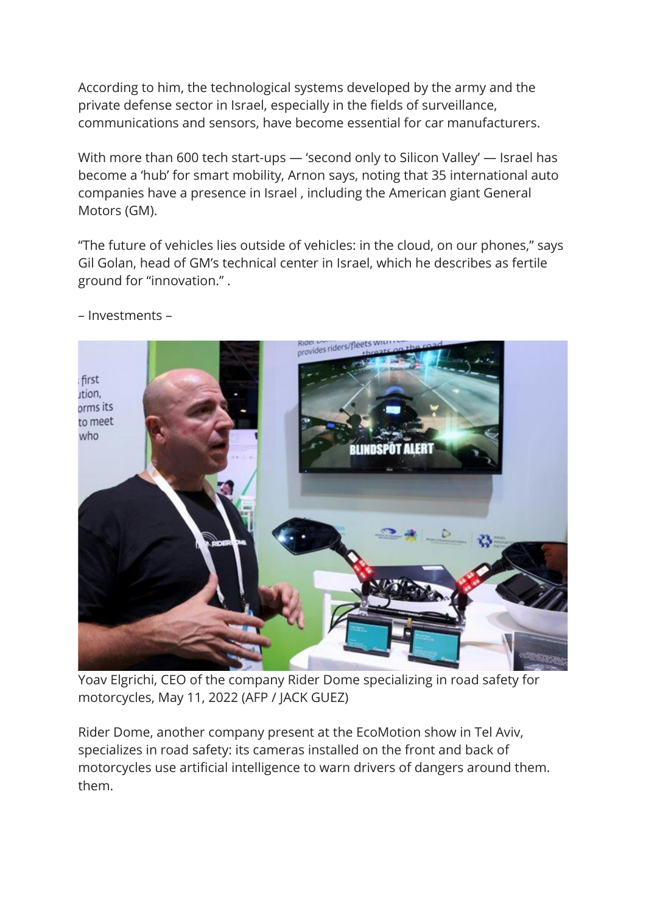According to him, the technological systems developed by the army and the private defense sector in Israel, especially in the fields of surveillance, communications and sensors, have become essential for car manufacturers.

With more than 600 tech start-ups — 'second only to Silicon Valley' — Israel has become a 'hub' for smart mobility, Arnon says, noting that 35 international auto companies have a presence in Israel , including the American giant General Motors (GM).

"The future of vehicles lies outside of vehicles: in the cloud, on our phones," says Gil Golan, head of GM's technical center in Israel, which he describes as fertile ground for "innovation." .

– Investments –

Yoav Elgrichi, CEO of the company Rider Dome specializing in road safety for motorcycles, May 11, 2022 (AFP / JACK GUEZ)

Rider Dome, another company present at the EcoMotion show in Tel Aviv, specializes in road safety: its cameras installed on the front and back of motorcycles use artificial intelligence to warn drivers of dangers around them. them.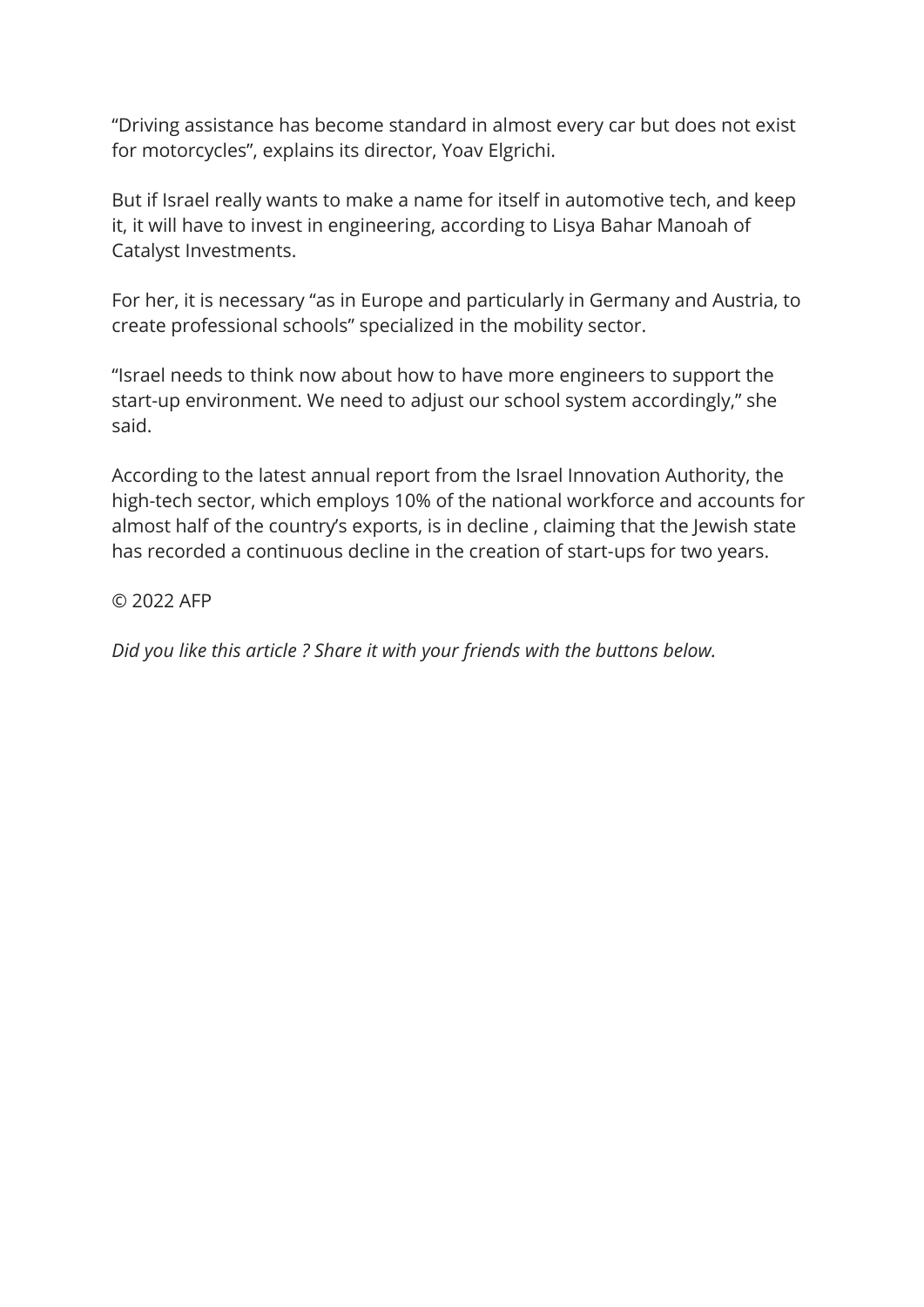"Driving assistance has become standard in almost every car but does not exist for motorcycles", explains its director, Yoav Elgrichi.

But if Israel really wants to make a name for itself in automotive tech, and keep it, it will have to invest in engineering, according to Lisya Bahar Manoah of Catalyst Investments.

For her, it is necessary "as in Europe and particularly in Germany and Austria, to create professional schools" specialized in the mobility sector.

"Israel needs to think now about how to have more engineers to support the start-up environment. We need to adjust our school system accordingly," she said.

According to the latest annual report from the Israel Innovation Authority, the high-tech sector, which employs 10% of the national workforce and accounts for almost half of the country's exports, is in decline , claiming that the Jewish state has recorded a continuous decline in the creation of start-ups for two years.

© 2022 AFP

*Did you like this article ? Share it with your friends with the buttons below.*